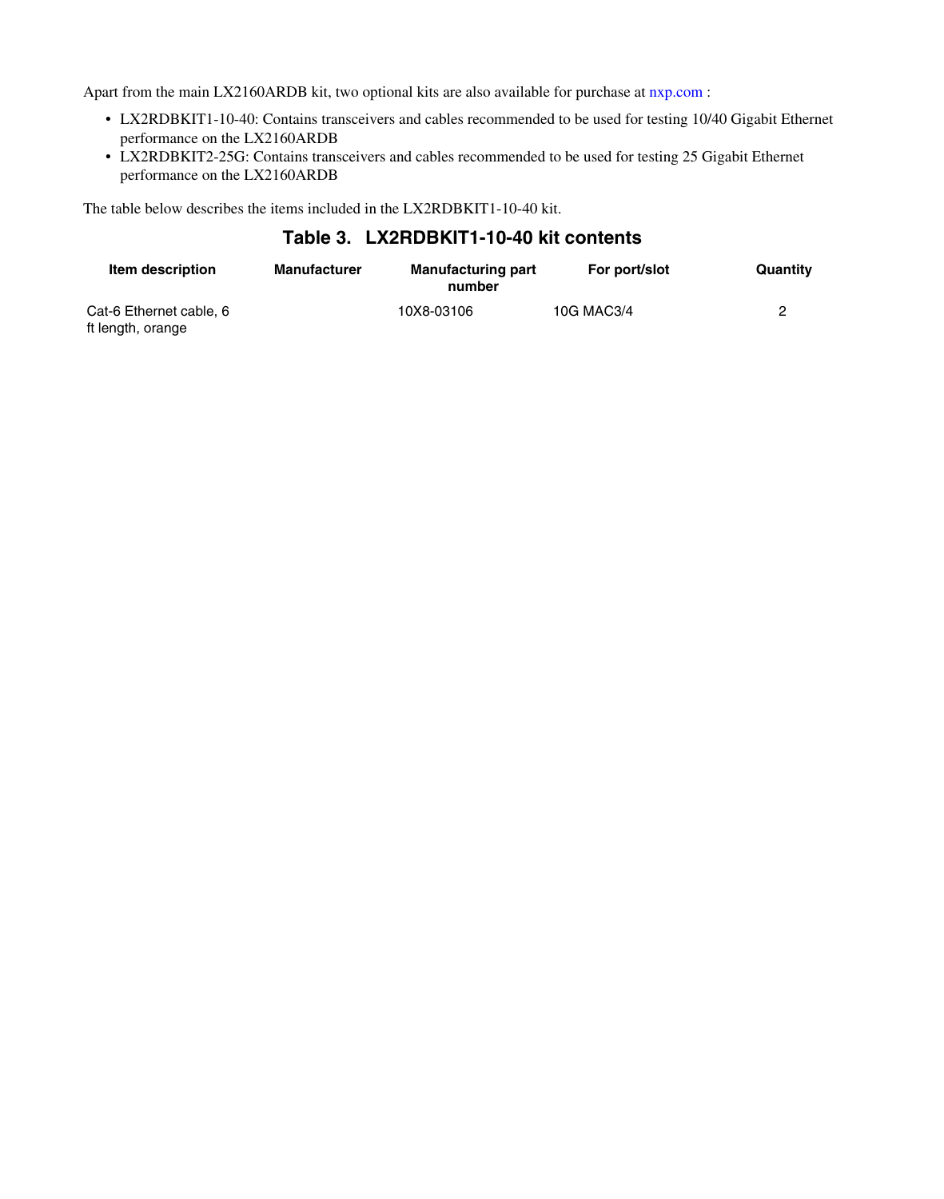Apart from the main LX2160ARDB kit, two optional kits are also available for purchase at nxp.com :

- LX2RDBKIT1-10-40: Contains transceivers and cables recommended to be used for testing 10/40 Gigabit Ethernet performance on the LX2160ARDB
- LX2RDBKIT2-25G: Contains transceivers and cables recommended to be used for testing 25 Gigabit Ethernet performance on the LX2160ARDB

The table below describes the items included in the LX2RDBKIT1-10-40 kit.

**Table 3. LX2RDBKIT1-10-40 kit contents**

| Item description | Manufacturer | Manufacturing part number | For port/slot | Quantity |
|---|---|---|---|---|
| Cat-6 Ethernet cable, 6 ft length, orange | | 10X8-03106 | 10G MAC3/4 | 2 |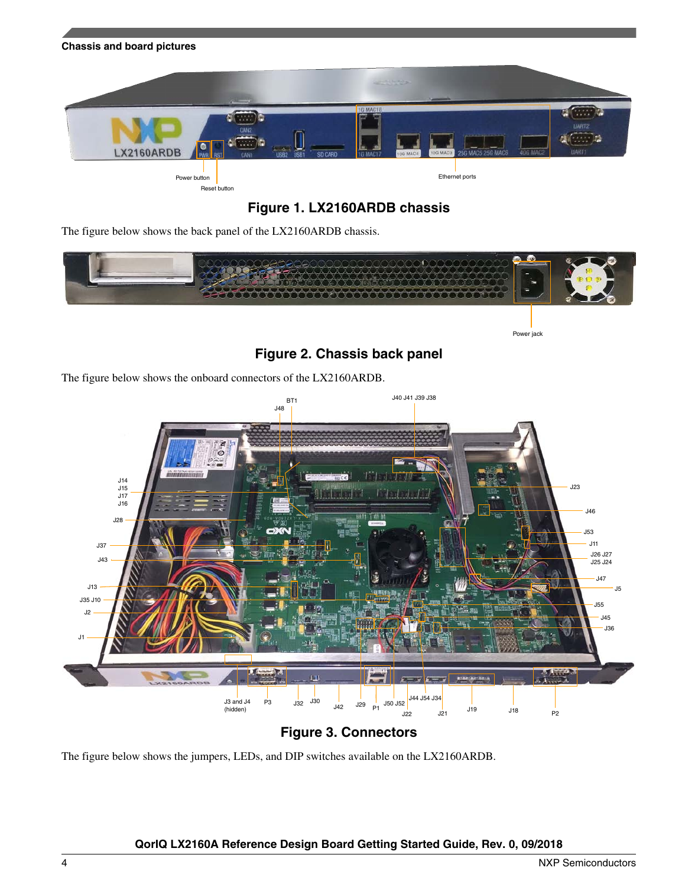## Chassis and board pictures

Figure 1. LX2160ARDB chassis

The figure below shows the back panel of the LX2160ARDB chassis.

Figure 2. Chassis back panel

The figure below shows the onboard connectors of the LX2160ARDB.

Figure 3. Connectors

The figure below shows the jumpers, LEDs, and DIP switches available on the LX2160ARDB.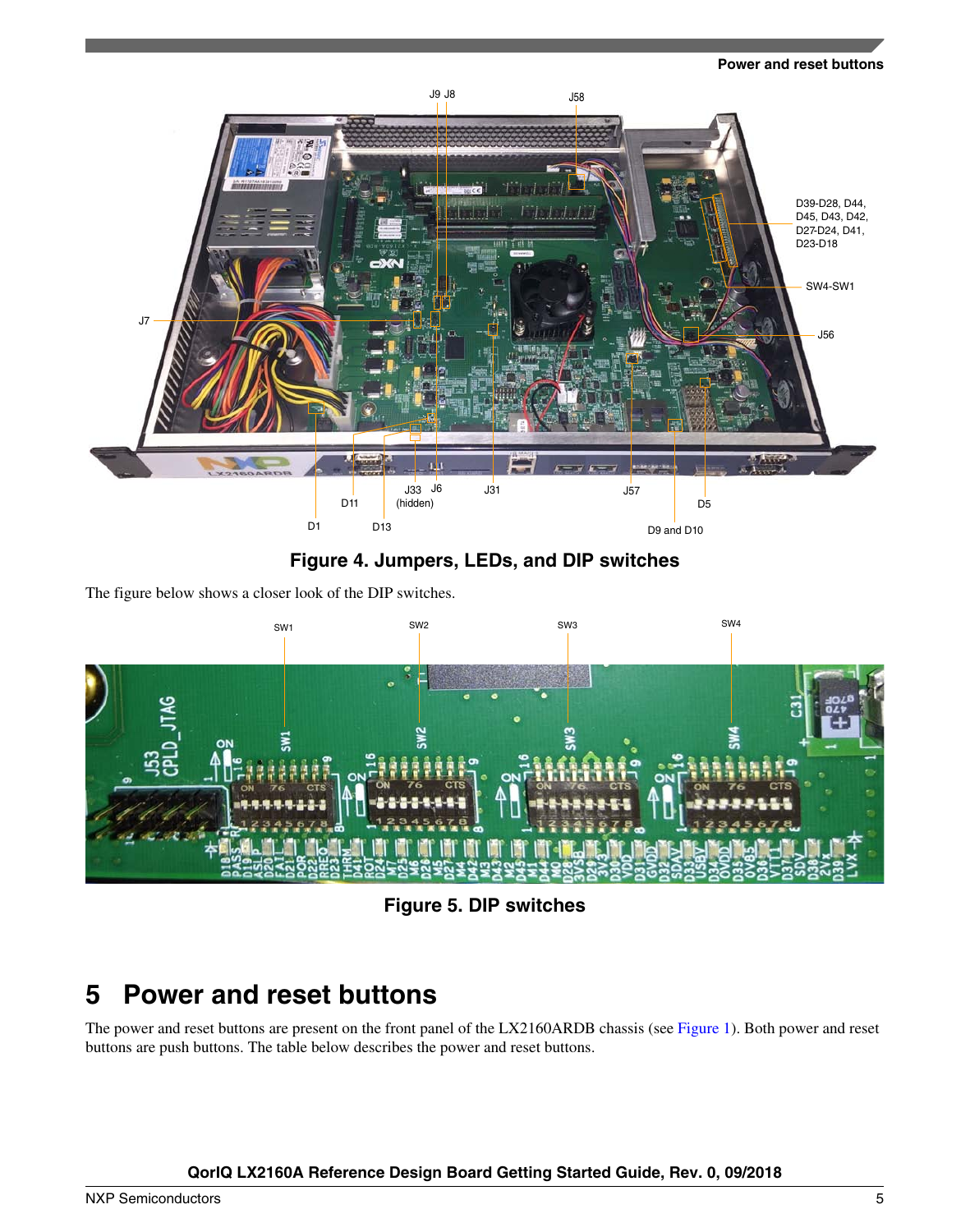Figure 4. Jumpers, LEDs, and DIP switches

The figure below shows a closer look of the DIP switches.

Figure 5. DIP switches

## 5 Power and reset buttons

The power and reset buttons are present on the front panel of the LX2160ARDB chassis (see Figure 1). Both power and reset buttons are push buttons. The table below describes the power and reset buttons.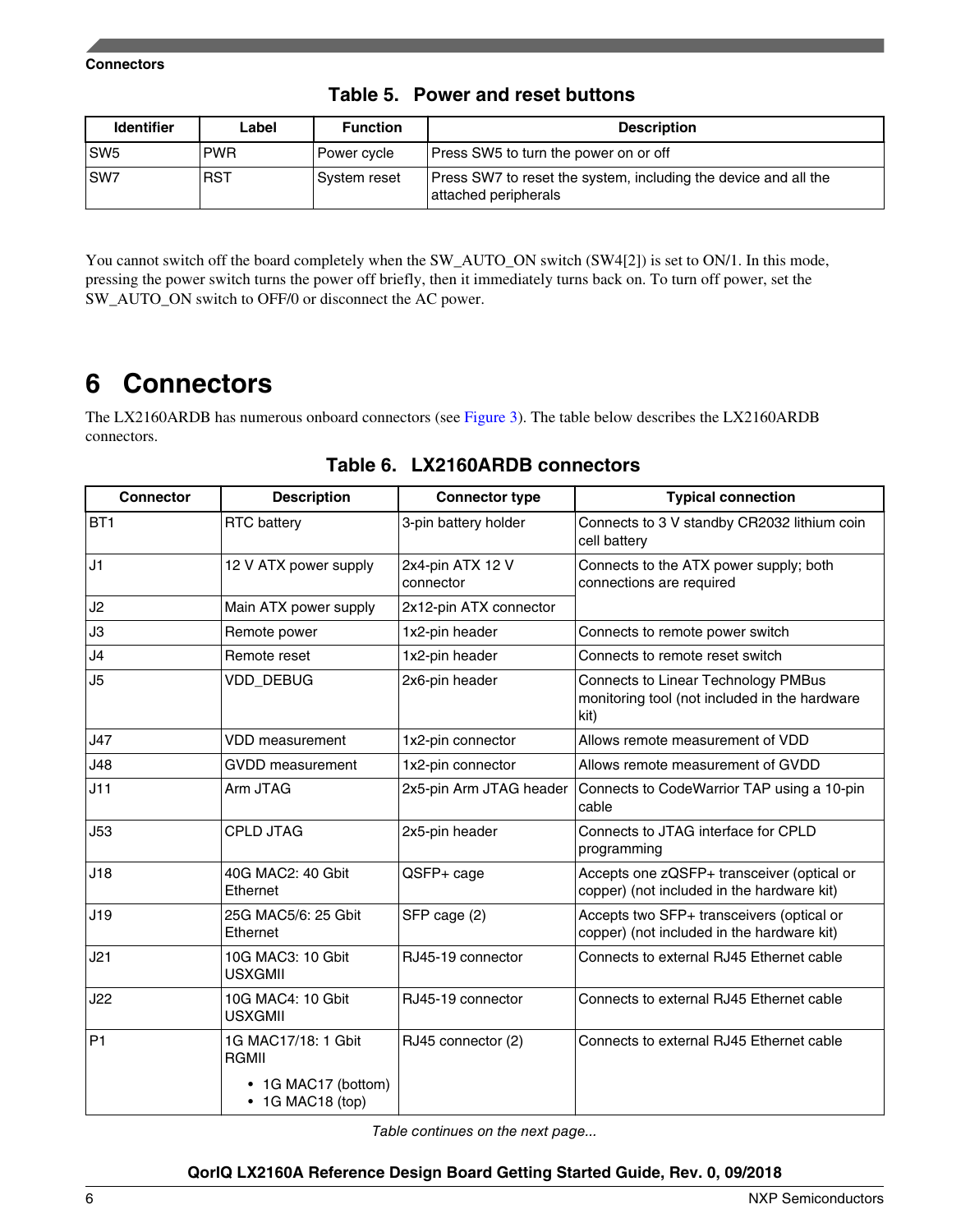**Table 5. Power and reset buttons**

| Identifier | Label | Function | Description |
|---|---|---|---|
| SW5 | PWR | Power cycle | Press SW5 to turn the power on or off |
| SW7 | RST | System reset | Press SW7 to reset the system, including the device and all the attached peripherals |

You cannot switch off the board completely when the SW_AUTO_ON switch (SW4[2]) is set to ON/1. In this mode, pressing the power switch turns the power off briefly, then it immediately turns back on. To turn off power, set the SW_AUTO_ON switch to OFF/0 or disconnect the AC power.

# 6 Connectors

The LX2160ARDB has numerous onboard connectors (see Figure 3). The table below describes the LX2160ARDB connectors.

**Table 6. LX2160ARDB connectors**

| Connector | Description | Connector type | Typical connection |
|---|---|---|---|
| BT1 | RTC battery | 3-pin battery holder | Connects to 3 V standby CR2032 lithium coin cell battery |
| J1 | 12 V ATX power supply | 2x4-pin ATX 12 V connector | Connects to the ATX power supply; both connections are required |
| J2 | Main ATX power supply | 2x12-pin ATX connector | |
| J3 | Remote power | 1x2-pin header | Connects to remote power switch |
| J4 | Remote reset | 1x2-pin header | Connects to remote reset switch |
| J5 | VDD_DEBUG | 2x6-pin header | Connects to Linear Technology PMBus monitoring tool (not included in the hardware kit) |
| J47 | VDD measurement | 1x2-pin connector | Allows remote measurement of VDD |
| J48 | GVDD measurement | 1x2-pin connector | Allows remote measurement of GVDD |
| J11 | Arm JTAG | 2x5-pin Arm JTAG header | Connects to CodeWarrior TAP using a 10-pin cable |
| J53 | CPLD JTAG | 2x5-pin header | Connects to JTAG interface for CPLD programming |
| J18 | 40G MAC2: 40 Gbit Ethernet | QSFP+ cage | Accepts one zQSFP+ transceiver (optical or copper) (not included in the hardware kit) |
| J19 | 25G MAC5/6: 25 Gbit Ethernet | SFP cage (2) | Accepts two SFP+ transceivers (optical or copper) (not included in the hardware kit) |
| J21 | 10G MAC3: 10 Gbit USXGMII | RJ45-19 connector | Connects to external RJ45 Ethernet cable |
| J22 | 10G MAC4: 10 Gbit USXGMII | RJ45-19 connector | Connects to external RJ45 Ethernet cable |
| P1 | 1G MAC17/18: 1 Gbit RGMII<br>• 1G MAC17 (bottom)<br>• 1G MAC18 (top) | RJ45 connector (2) | Connects to external RJ45 Ethernet cable |

*Table continues on the next page...*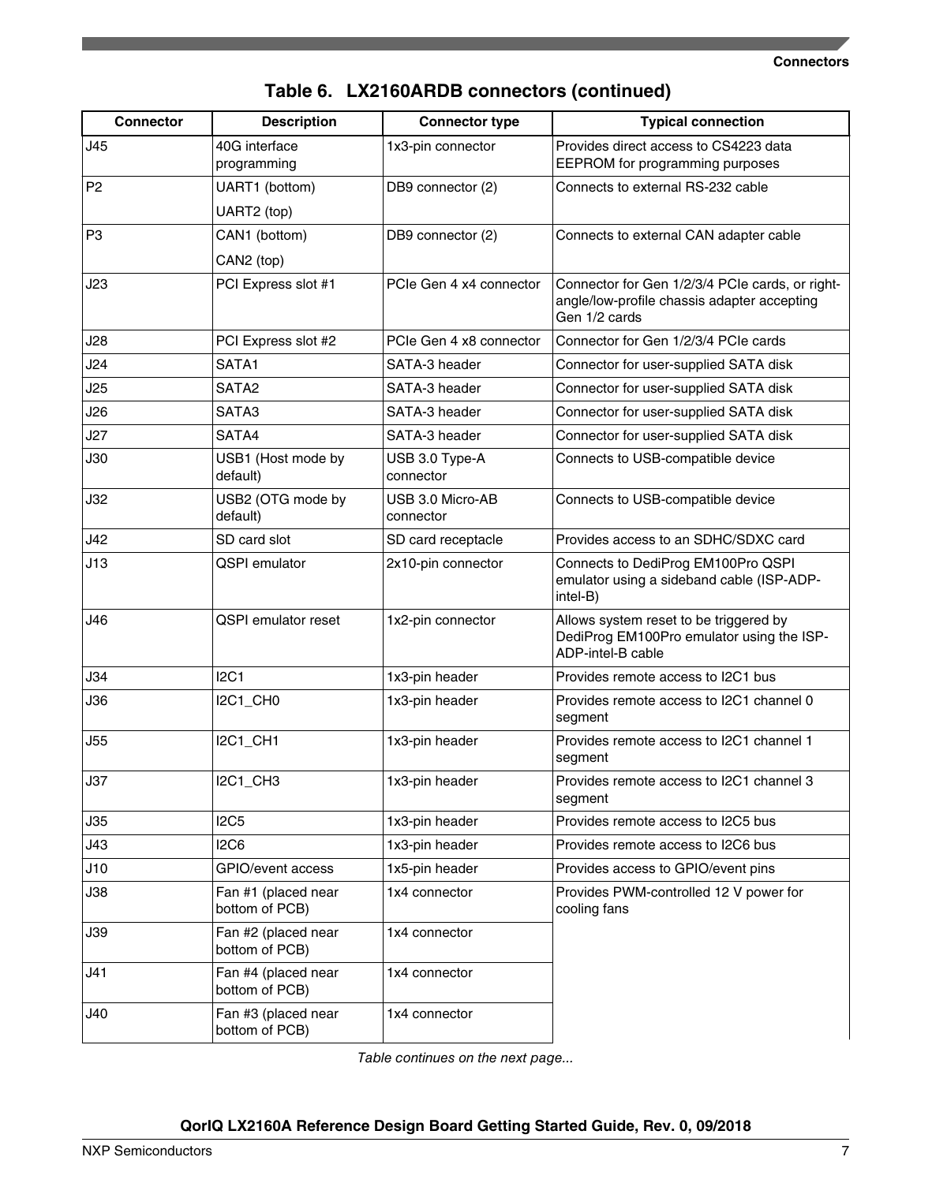**Table 6. LX2160ARDB connectors (continued)**

| Connector | Description | Connector type | Typical connection |
|---|---|---|---|
| J45 | 40G interface programming | 1x3-pin connector | Provides direct access to CS4223 data EEPROM for programming purposes |
| P2 | UART1 (bottom)<br>UART2 (top) | DB9 connector (2) | Connects to external RS-232 cable |
| P3 | CAN1 (bottom)<br>CAN2 (top) | DB9 connector (2) | Connects to external CAN adapter cable |
| J23 | PCI Express slot #1 | PCIe Gen 4 x4 connector | Connector for Gen 1/2/3/4 PCIe cards, or right-angle/low-profile chassis adapter accepting Gen 1/2 cards |
| J28 | PCI Express slot #2 | PCIe Gen 4 x8 connector | Connector for Gen 1/2/3/4 PCIe cards |
| J24 | SATA1 | SATA-3 header | Connector for user-supplied SATA disk |
| J25 | SATA2 | SATA-3 header | Connector for user-supplied SATA disk |
| J26 | SATA3 | SATA-3 header | Connector for user-supplied SATA disk |
| J27 | SATA4 | SATA-3 header | Connector for user-supplied SATA disk |
| J30 | USB1 (Host mode by default) | USB 3.0 Type-A connector | Connects to USB-compatible device |
| J32 | USB2 (OTG mode by default) | USB 3.0 Micro-AB connector | Connects to USB-compatible device |
| J42 | SD card slot | SD card receptacle | Provides access to an SDHC/SDXC card |
| J13 | QSPI emulator | 2x10-pin connector | Connects to DediProg EM100Pro QSPI emulator using a sideband cable (ISP-ADP-intel-B) |
| J46 | QSPI emulator reset | 1x2-pin connector | Allows system reset to be triggered by DediProg EM100Pro emulator using the ISP-ADP-intel-B cable |
| J34 | I2C1 | 1x3-pin header | Provides remote access to I2C1 bus |
| J36 | I2C1_CH0 | 1x3-pin header | Provides remote access to I2C1 channel 0 segment |
| J55 | I2C1_CH1 | 1x3-pin header | Provides remote access to I2C1 channel 1 segment |
| J37 | I2C1_CH3 | 1x3-pin header | Provides remote access to I2C1 channel 3 segment |
| J35 | I2C5 | 1x3-pin header | Provides remote access to I2C5 bus |
| J43 | I2C6 | 1x3-pin header | Provides remote access to I2C6 bus |
| J10 | GPIO/event access | 1x5-pin header | Provides access to GPIO/event pins |
| J38 | Fan #1 (placed near bottom of PCB) | 1x4 connector | Provides PWM-controlled 12 V power for cooling fans |
| J39 | Fan #2 (placed near bottom of PCB) | 1x4 connector | |
| J41 | Fan #4 (placed near bottom of PCB) | 1x4 connector | |
| J40 | Fan #3 (placed near bottom of PCB) | 1x4 connector | |

*Table continues on the next page...*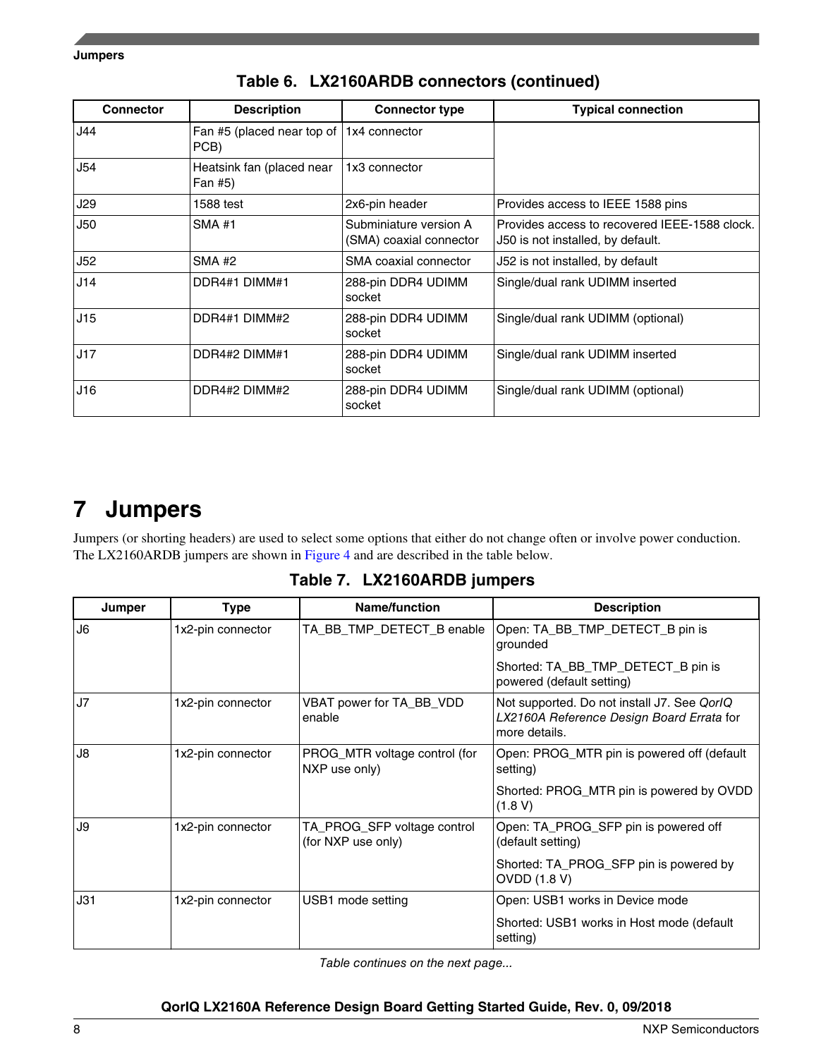**Table 6. LX2160ARDB connectors (continued)**

| Connector | Description | Connector type | Typical connection |
|---|---|---|---|
| J44 | Fan #5 (placed near top of PCB) | 1x4 connector | |
| J54 | Heatsink fan (placed near Fan #5) | 1x3 connector | |
| J29 | 1588 test | 2x6-pin header | Provides access to IEEE 1588 pins |
| J50 | SMA #1 | Subminiature version A (SMA) coaxial connector | Provides access to recovered IEEE-1588 clock. J50 is not installed, by default. |
| J52 | SMA #2 | SMA coaxial connector | J52 is not installed, by default |
| J14 | DDR4#1 DIMM#1 | 288-pin DDR4 UDIMM socket | Single/dual rank UDIMM inserted |
| J15 | DDR4#1 DIMM#2 | 288-pin DDR4 UDIMM socket | Single/dual rank UDIMM (optional) |
| J17 | DDR4#2 DIMM#1 | 288-pin DDR4 UDIMM socket | Single/dual rank UDIMM inserted |
| J16 | DDR4#2 DIMM#2 | 288-pin DDR4 UDIMM socket | Single/dual rank UDIMM (optional) |

# 7 Jumpers

Jumpers (or shorting headers) are used to select some options that either do not change often or involve power conduction. The LX2160ARDB jumpers are shown in Figure 4 and are described in the table below.

**Table 7. LX2160ARDB jumpers**

| Jumper | Type | Name/function | Description |
|---|---|---|---|
| J6 | 1x2-pin connector | TA_BB_TMP_DETECT_B enable | Open: TA_BB_TMP_DETECT_B pin is grounded<br>Shorted: TA_BB_TMP_DETECT_B pin is powered (default setting) |
| J7 | 1x2-pin connector | VBAT power for TA_BB_VDD enable | Not supported. Do not install J7. See *QorIQ LX2160A Reference Design Board Errata* for more details. |
| J8 | 1x2-pin connector | PROG_MTR voltage control (for NXP use only) | Open: PROG_MTR pin is powered off (default setting)<br>Shorted: PROG_MTR pin is powered by OVDD (1.8 V) |
| J9 | 1x2-pin connector | TA_PROG_SFP voltage control (for NXP use only) | Open: TA_PROG_SFP pin is powered off (default setting)<br>Shorted: TA_PROG_SFP pin is powered by OVDD (1.8 V) |
| J31 | 1x2-pin connector | USB1 mode setting | Open: USB1 works in Device mode<br>Shorted: USB1 works in Host mode (default setting) |

*Table continues on the next page...*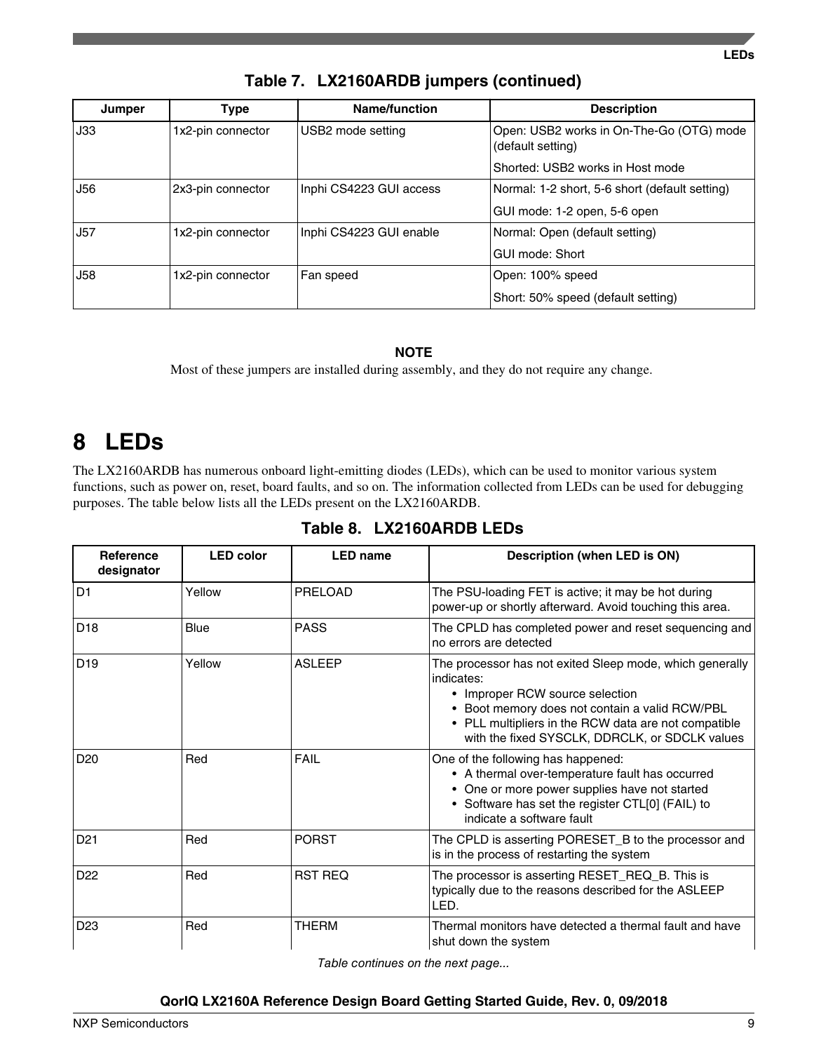**Table 7. LX2160ARDB jumpers (continued)**

| Jumper | Type | Name/function | Description |
|---|---|---|---|
| J33 | 1x2-pin connector | USB2 mode setting | Open: USB2 works in On-The-Go (OTG) mode (default setting)<br>Shorted: USB2 works in Host mode |
| J56 | 2x3-pin connector | Inphi CS4223 GUI access | Normal: 1-2 short, 5-6 short (default setting)<br>GUI mode: 1-2 open, 5-6 open |
| J57 | 1x2-pin connector | Inphi CS4223 GUI enable | Normal: Open (default setting)<br>GUI mode: Short |
| J58 | 1x2-pin connector | Fan speed | Open: 100% speed<br>Short: 50% speed (default setting) |

**NOTE**

Most of these jumpers are installed during assembly, and they do not require any change.

# 8 LEDs

The LX2160ARDB has numerous onboard light-emitting diodes (LEDs), which can be used to monitor various system functions, such as power on, reset, board faults, and so on. The information collected from LEDs can be used for debugging purposes. The table below lists all the LEDs present on the LX2160ARDB.

**Table 8. LX2160ARDB LEDs**

| Reference designator | LED color | LED name | Description (when LED is ON) |
|---|---|---|---|
| D1 | Yellow | PRELOAD | The PSU-loading FET is active; it may be hot during power-up or shortly afterward. Avoid touching this area. |
| D18 | Blue | PASS | The CPLD has completed power and reset sequencing and no errors are detected |
| D19 | Yellow | ASLEEP | The processor has not exited Sleep mode, which generally indicates:<br>• Improper RCW source selection<br>• Boot memory does not contain a valid RCW/PBL<br>• PLL multipliers in the RCW data are not compatible with the fixed SYSCLK, DDRCLK, or SDCLK values |
| D20 | Red | FAIL | One of the following has happened:<br>• A thermal over-temperature fault has occurred<br>• One or more power supplies have not started<br>• Software has set the register CTL[0] (FAIL) to indicate a software fault |
| D21 | Red | PORST | The CPLD is asserting PORESET_B to the processor and is in the process of restarting the system |
| D22 | Red | RST REQ | The processor is asserting RESET_REQ_B. This is typically due to the reasons described for the ASLEEP LED. |
| D23 | Red | THERM | Thermal monitors have detected a thermal fault and have shut down the system |

*Table continues on the next page...*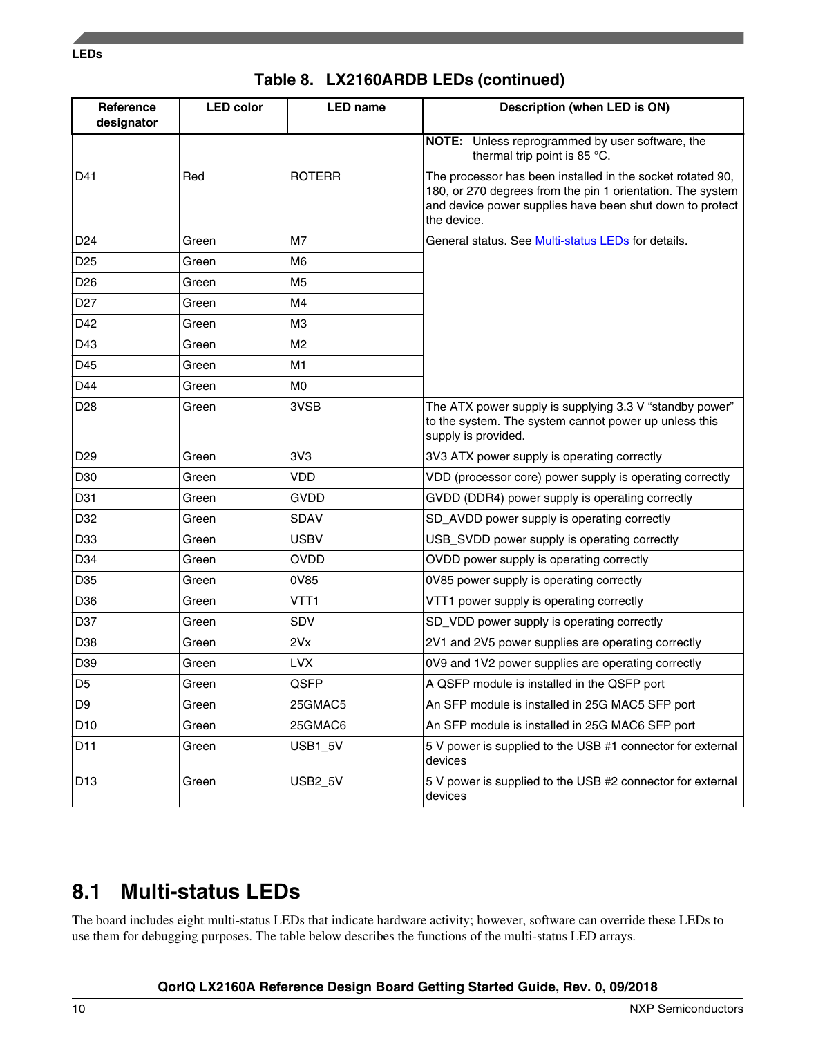**Table 8. LX2160ARDB LEDs (continued)**

| Reference designator | LED color | LED name | Description (when LED is ON) |
|---|---|---|---|
| | | | **NOTE:** Unless reprogrammed by user software, the thermal trip point is 85 °C. |
| D41 | Red | ROTERR | The processor has been installed in the socket rotated 90, 180, or 270 degrees from the pin 1 orientation. The system and device power supplies have been shut down to protect the device. |
| D24 | Green | M7 | General status. See Multi-status LEDs for details. |
| D25 | Green | M6 | |
| D26 | Green | M5 | |
| D27 | Green | M4 | |
| D42 | Green | M3 | |
| D43 | Green | M2 | |
| D45 | Green | M1 | |
| D44 | Green | M0 | |
| D28 | Green | 3VSB | The ATX power supply is supplying 3.3 V “standby power” to the system. The system cannot power up unless this supply is provided. |
| D29 | Green | 3V3 | 3V3 ATX power supply is operating correctly |
| D30 | Green | VDD | VDD (processor core) power supply is operating correctly |
| D31 | Green | GVDD | GVDD (DDR4) power supply is operating correctly |
| D32 | Green | SDAV | SD_AVDD power supply is operating correctly |
| D33 | Green | USBV | USB_SVDD power supply is operating correctly |
| D34 | Green | OVDD | OVDD power supply is operating correctly |
| D35 | Green | 0V85 | 0V85 power supply is operating correctly |
| D36 | Green | VTT1 | VTT1 power supply is operating correctly |
| D37 | Green | SDV | SD_VDD power supply is operating correctly |
| D38 | Green | 2Vx | 2V1 and 2V5 power supplies are operating correctly |
| D39 | Green | LVX | 0V9 and 1V2 power supplies are operating correctly |
| D5 | Green | QSFP | A QSFP module is installed in the QSFP port |
| D9 | Green | 25GMAC5 | An SFP module is installed in 25G MAC5 SFP port |
| D10 | Green | 25GMAC6 | An SFP module is installed in 25G MAC6 SFP port |
| D11 | Green | USB1_5V | 5 V power is supplied to the USB #1 connector for external devices |
| D13 | Green | USB2_5V | 5 V power is supplied to the USB #2 connector for external devices |

## 8.1 Multi-status LEDs

The board includes eight multi-status LEDs that indicate hardware activity; however, software can override these LEDs to use them for debugging purposes. The table below describes the functions of the multi-status LED arrays.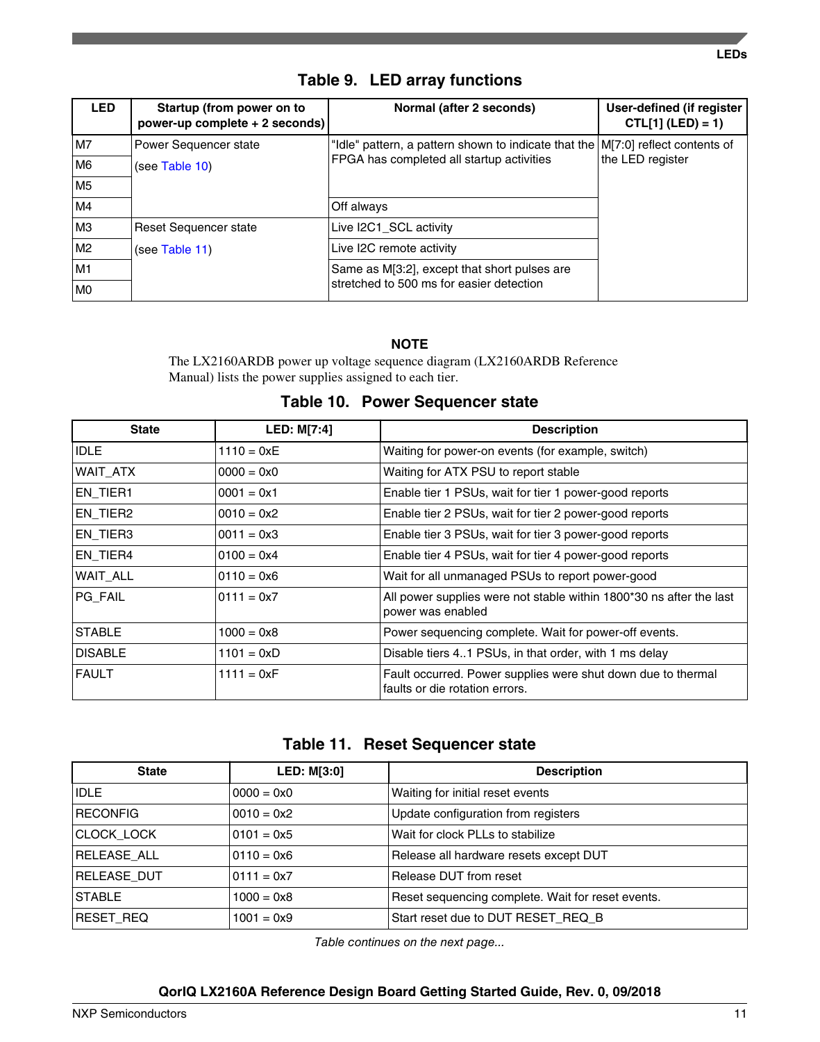**Table 9. LED array functions**

| LED | Startup (from power on to power-up complete + 2 seconds) | Normal (after 2 seconds) | User-defined (if register CTL[1] (LED) = 1) |
|---|---|---|---|
| M7 | Power Sequencer state (see Table 10) | "Idle" pattern, a pattern shown to indicate that the FPGA has completed all startup activities | M[7:0] reflect contents of the LED register |
| M6 | | | |
| M5 | | | |
| M4 | | Off always | |
| M3 | Reset Sequencer state (see Table 11) | Live I2C1_SCL activity | |
| M2 | | Live I2C remote activity | |
| M1 | | Same as M[3:2], except that short pulses are stretched to 500 ms for easier detection | |
| M0 | | | |

**NOTE**

The LX2160ARDB power up voltage sequence diagram (LX2160ARDB Reference Manual) lists the power supplies assigned to each tier.

**Table 10. Power Sequencer state**

| State | LED: M[7:4] | Description |
|---|---|---|
| IDLE | 1110 = 0xE | Waiting for power-on events (for example, switch) |
| WAIT_ATX | 0000 = 0x0 | Waiting for ATX PSU to report stable |
| EN_TIER1 | 0001 = 0x1 | Enable tier 1 PSUs, wait for tier 1 power-good reports |
| EN_TIER2 | 0010 = 0x2 | Enable tier 2 PSUs, wait for tier 2 power-good reports |
| EN_TIER3 | 0011 = 0x3 | Enable tier 3 PSUs, wait for tier 3 power-good reports |
| EN_TIER4 | 0100 = 0x4 | Enable tier 4 PSUs, wait for tier 4 power-good reports |
| WAIT_ALL | 0110 = 0x6 | Wait for all unmanaged PSUs to report power-good |
| PG_FAIL | 0111 = 0x7 | All power supplies were not stable within 1800*30 ns after the last power was enabled |
| STABLE | 1000 = 0x8 | Power sequencing complete. Wait for power-off events. |
| DISABLE | 1101 = 0xD | Disable tiers 4..1 PSUs, in that order, with 1 ms delay |
| FAULT | 1111 = 0xF | Fault occurred. Power supplies were shut down due to thermal faults or die rotation errors. |

**Table 11. Reset Sequencer state**

| State | LED: M[3:0] | Description |
|---|---|---|
| IDLE | 0000 = 0x0 | Waiting for initial reset events |
| RECONFIG | 0010 = 0x2 | Update configuration from registers |
| CLOCK_LOCK | 0101 = 0x5 | Wait for clock PLLs to stabilize |
| RELEASE_ALL | 0110 = 0x6 | Release all hardware resets except DUT |
| RELEASE_DUT | 0111 = 0x7 | Release DUT from reset |
| STABLE | 1000 = 0x8 | Reset sequencing complete. Wait for reset events. |
| RESET_REQ | 1001 = 0x9 | Start reset due to DUT RESET_REQ_B |

*Table continues on the next page...*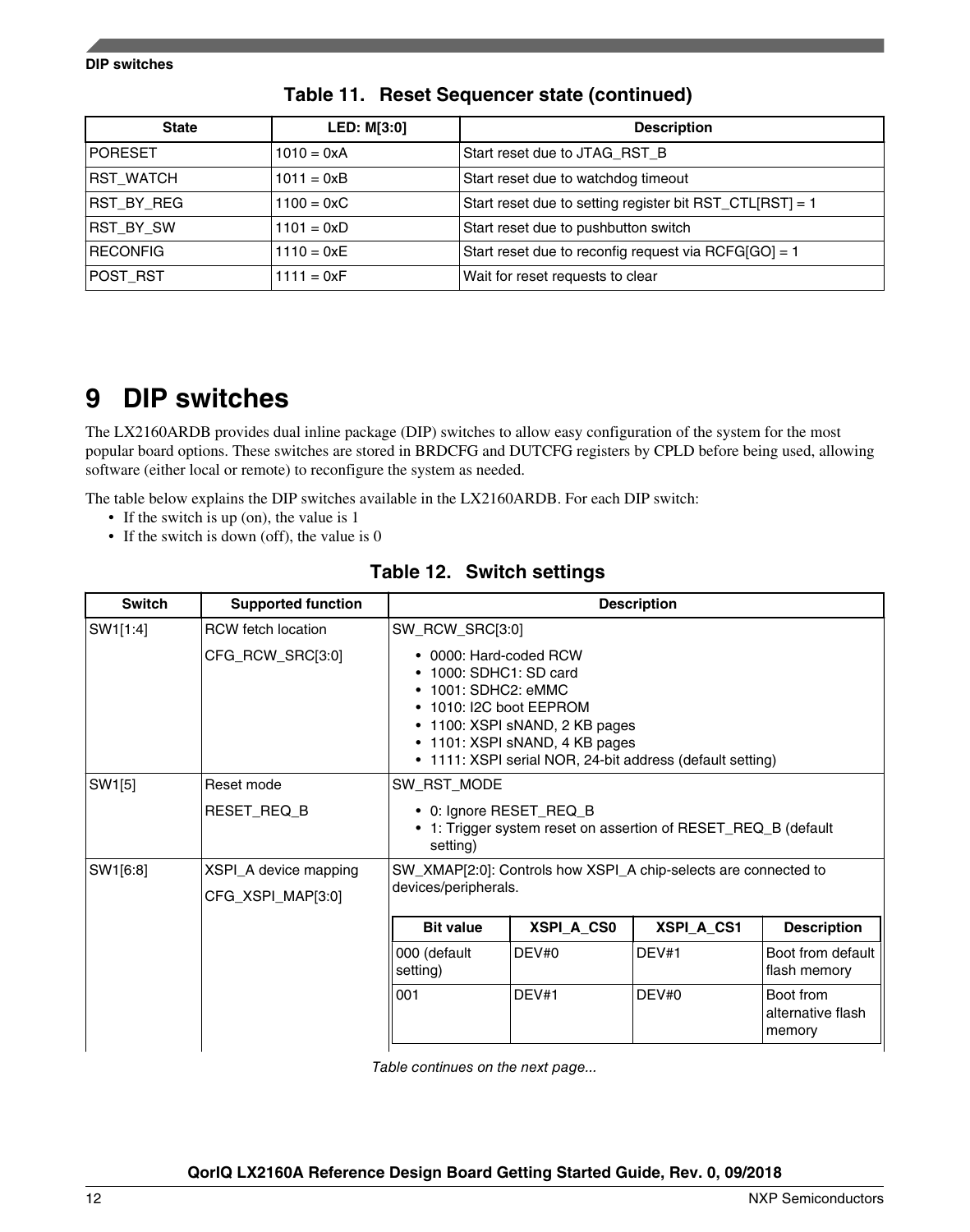**Table 11. Reset Sequencer state (continued)**

| State | LED: M[3:0] | Description |
|---|---|---|
| PORESET | 1010 = 0xA | Start reset due to JTAG_RST_B |
| RST_WATCH | 1011 = 0xB | Start reset due to watchdog timeout |
| RST_BY_REG | 1100 = 0xC | Start reset due to setting register bit RST_CTL[RST] = 1 |
| RST_BY_SW | 1101 = 0xD | Start reset due to pushbutton switch |
| RECONFIG | 1110 = 0xE | Start reset due to reconfig request via RCFG[GO] = 1 |
| POST_RST | 1111 = 0xF | Wait for reset requests to clear |

# 9 DIP switches

The LX2160ARDB provides dual inline package (DIP) switches to allow easy configuration of the system for the most popular board options. These switches are stored in BRDCFG and DUTCFG registers by CPLD before being used, allowing software (either local or remote) to reconfigure the system as needed.

The table below explains the DIP switches available in the LX2160ARDB. For each DIP switch:

- If the switch is up (on), the value is 1
- If the switch is down (off), the value is 0

**Table 12. Switch settings**

| Switch | Supported function | Description |
|---|---|---|
| SW1[1:4] | RCW fetch location<br>CFG_RCW_SRC[3:0] | SW_RCW_SRC[3:0]<br>• 0000: Hard-coded RCW<br>• 1000: SDHC1: SD card<br>• 1001: SDHC2: eMMC<br>• 1010: I2C boot EEPROM<br>• 1100: XSPI sNAND, 2 KB pages<br>• 1101: XSPI sNAND, 4 KB pages<br>• 1111: XSPI serial NOR, 24-bit address (default setting) |
| SW1[5] | Reset mode<br>RESET_REQ_B | SW_RST_MODE<br>• 0: Ignore RESET_REQ_B<br>• 1: Trigger system reset on assertion of RESET_REQ_B (default setting) |
| SW1[6:8] | XSPI_A device mapping<br>CFG_XSPI_MAP[3:0] | SW_XMAP[2:0]: Controls how XSPI_A chip-selects are connected to devices/peripherals.<br><br>**Bit value** / **XSPI_A_CS0** / **XSPI_A_CS1** / **Description**<br>000 (default setting) / DEV#0 / DEV#1 / Boot from default flash memory<br>001 / DEV#1 / DEV#0 / Boot from alternative flash memory |

*Table continues on the next page...*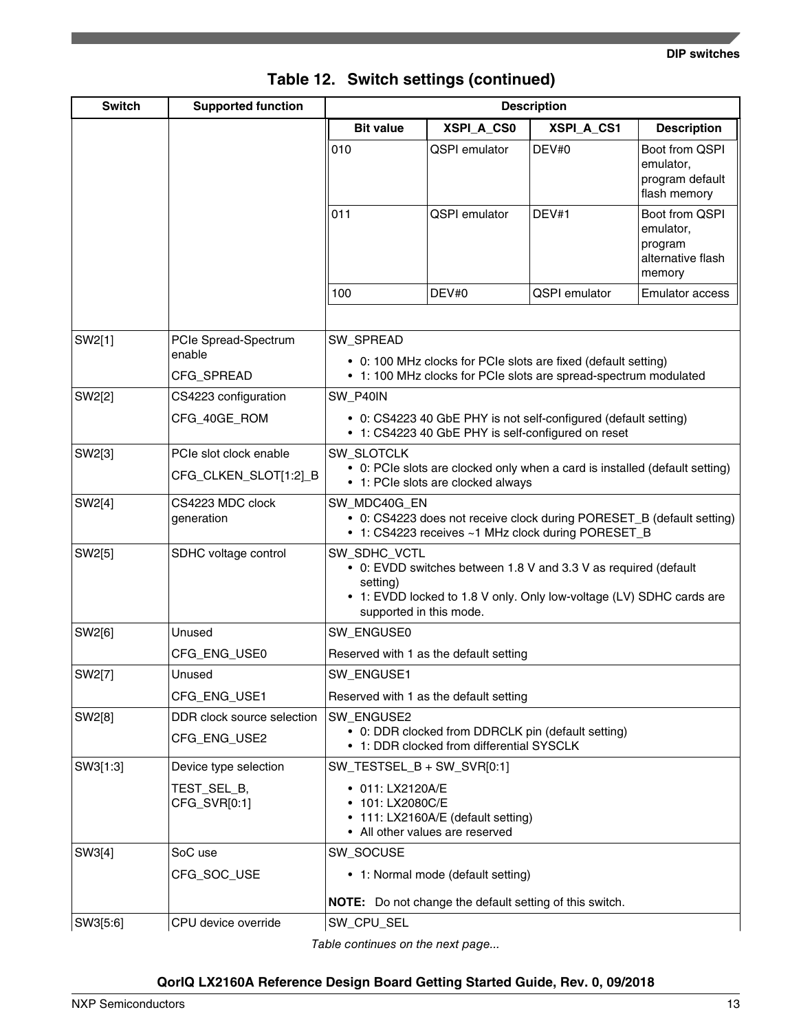**Table 12. Switch settings (continued)**

| Switch | Supported function | Description |
|---|---|---|
| | | **Bit value** / **XSPI_A_CS0** / **XSPI_A_CS1** / **Description**<br>010 / QSPI emulator / DEV#0 / Boot from QSPI emulator, program default flash memory<br>011 / QSPI emulator / DEV#1 / Boot from QSPI emulator, program alternative flash memory<br>100 / DEV#0 / QSPI emulator / Emulator access |
| SW2[1] | PCIe Spread-Spectrum enable<br>CFG_SPREAD | SW_SPREAD<br>• 0: 100 MHz clocks for PCIe slots are fixed (default setting)<br>• 1: 100 MHz clocks for PCIe slots are spread-spectrum modulated |
| SW2[2] | CS4223 configuration<br>CFG_40GE_ROM | SW_P40IN<br>• 0: CS4223 40 GbE PHY is not self-configured (default setting)<br>• 1: CS4223 40 GbE PHY is self-configured on reset |
| SW2[3] | PCIe slot clock enable<br>CFG_CLKEN_SLOT[1:2]_B | SW_SLOTCLK<br>• 0: PCIe slots are clocked only when a card is installed (default setting)<br>• 1: PCIe slots are clocked always |
| SW2[4] | CS4223 MDC clock generation | SW_MDC40G_EN<br>• 0: CS4223 does not receive clock during PORESET_B (default setting)<br>• 1: CS4223 receives ~1 MHz clock during PORESET_B |
| SW2[5] | SDHC voltage control | SW_SDHC_VCTL<br>• 0: EVDD switches between 1.8 V and 3.3 V as required (default setting)<br>• 1: EVDD locked to 1.8 V only. Only low-voltage (LV) SDHC cards are supported in this mode. |
| SW2[6] | Unused<br>CFG_ENG_USE0 | SW_ENGUSE0<br>Reserved with 1 as the default setting |
| SW2[7] | Unused<br>CFG_ENG_USE1 | SW_ENGUSE1<br>Reserved with 1 as the default setting |
| SW2[8] | DDR clock source selection<br>CFG_ENG_USE2 | SW_ENGUSE2<br>• 0: DDR clocked from DDRCLK pin (default setting)<br>• 1: DDR clocked from differential SYSCLK |
| SW3[1:3] | Device type selection<br>TEST_SEL_B, CFG_SVR[0:1] | SW_TESTSEL_B + SW_SVR[0:1]<br>• 011: LX2120A/E<br>• 101: LX2080C/E<br>• 111: LX2160A/E (default setting)<br>• All other values are reserved |
| SW3[4] | SoC use<br>CFG_SOC_USE | SW_SOCUSE<br>• 1: Normal mode (default setting)<br>**NOTE:** Do not change the default setting of this switch. |
| SW3[5:6] | CPU device override | SW_CPU_SEL |

*Table continues on the next page...*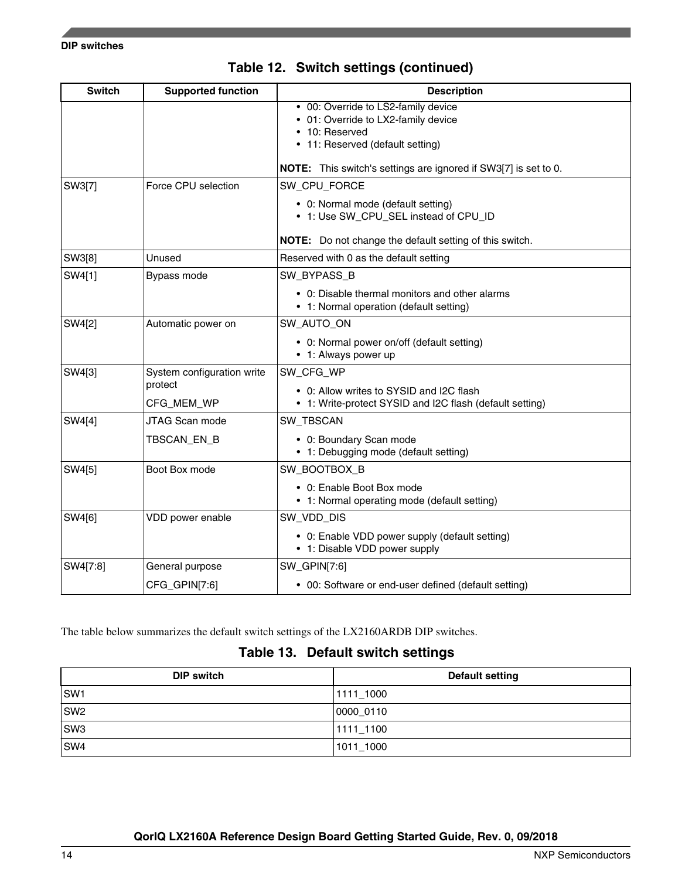**Table 12. Switch settings (continued)**

| Switch | Supported function | Description |
|---|---|---|
| | | • 00: Override to LS2-family device<br>• 01: Override to LX2-family device<br>• 10: Reserved<br>• 11: Reserved (default setting)<br><br>**NOTE:** This switch's settings are ignored if SW3[7] is set to 0. |
| SW3[7] | Force CPU selection | SW_CPU_FORCE<br>• 0: Normal mode (default setting)<br>• 1: Use SW_CPU_SEL instead of CPU_ID<br><br>**NOTE:** Do not change the default setting of this switch. |
| SW3[8] | Unused | Reserved with 0 as the default setting |
| SW4[1] | Bypass mode | SW_BYPASS_B<br>• 0: Disable thermal monitors and other alarms<br>• 1: Normal operation (default setting) |
| SW4[2] | Automatic power on | SW_AUTO_ON<br>• 0: Normal power on/off (default setting)<br>• 1: Always power up |
| SW4[3] | System configuration write protect<br>CFG_MEM_WP | SW_CFG_WP<br>• 0: Allow writes to SYSID and I2C flash<br>• 1: Write-protect SYSID and I2C flash (default setting) |
| SW4[4] | JTAG Scan mode<br>TBSCAN_EN_B | SW_TBSCAN<br>• 0: Boundary Scan mode<br>• 1: Debugging mode (default setting) |
| SW4[5] | Boot Box mode | SW_BOOTBOX_B<br>• 0: Enable Boot Box mode<br>• 1: Normal operating mode (default setting) |
| SW4[6] | VDD power enable | SW_VDD_DIS<br>• 0: Enable VDD power supply (default setting)<br>• 1: Disable VDD power supply |
| SW4[7:8] | General purpose<br>CFG_GPIN[7:6] | SW_GPIN[7:6]<br>• 00: Software or end-user defined (default setting) |

The table below summarizes the default switch settings of the LX2160ARDB DIP switches.

**Table 13. Default switch settings**

| DIP switch | Default setting |
|---|---|
| SW1 | 1111_1000 |
| SW2 | 0000_0110 |
| SW3 | 1111_1100 |
| SW4 | 1011_1000 |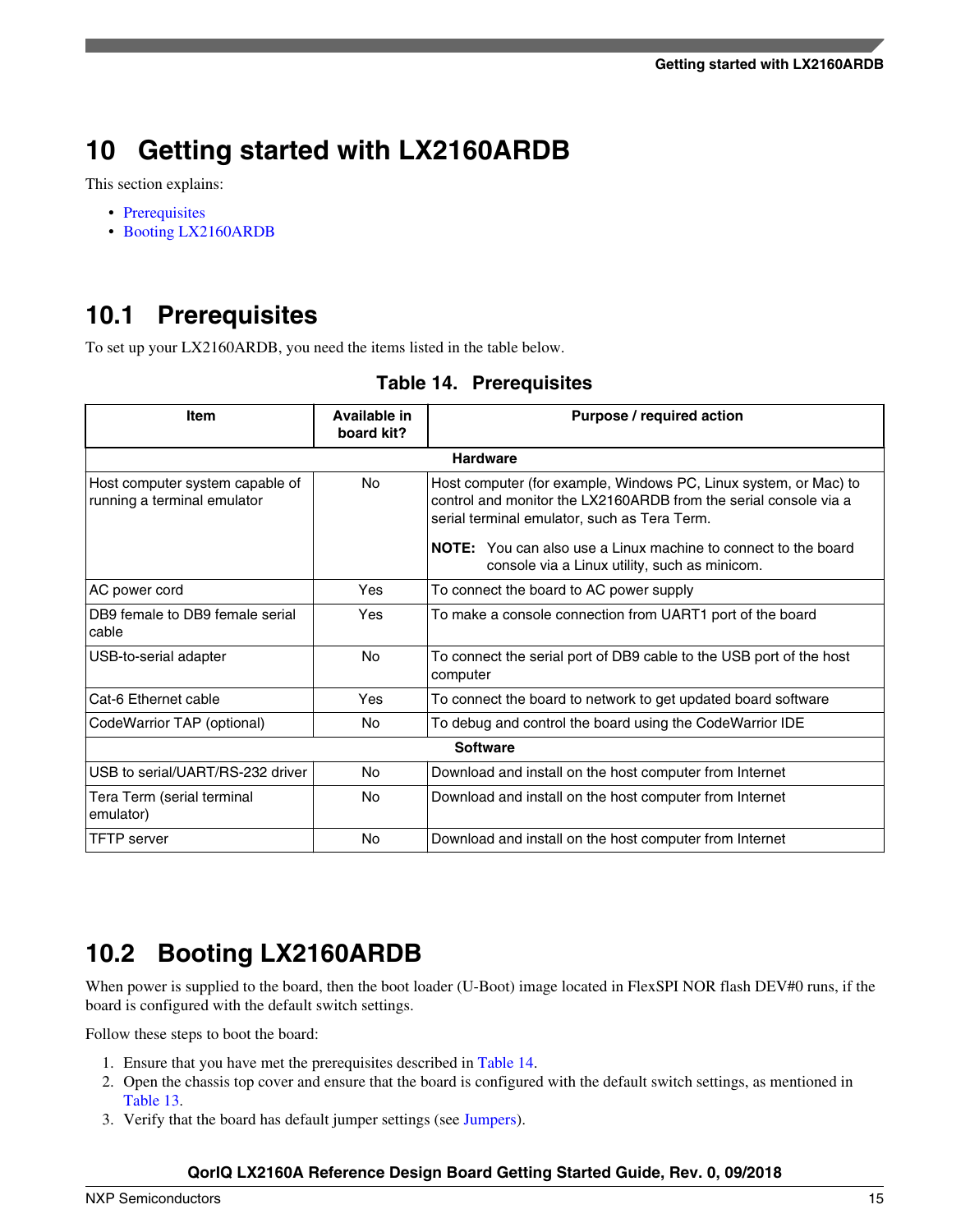# 10 Getting started with LX2160ARDB

This section explains:

- Prerequisites
- Booting LX2160ARDB

## 10.1 Prerequisites

To set up your LX2160ARDB, you need the items listed in the table below.

**Table 14. Prerequisites**

| Item | Available in board kit? | Purpose / required action |
|---|---|---|
| **Hardware** | | |
| Host computer system capable of running a terminal emulator | No | Host computer (for example, Windows PC, Linux system, or Mac) to control and monitor the LX2160ARDB from the serial console via a serial terminal emulator, such as Tera Term. **NOTE:** You can also use a Linux machine to connect to the board console via a Linux utility, such as minicom. |
| AC power cord | Yes | To connect the board to AC power supply |
| DB9 female to DB9 female serial cable | Yes | To make a console connection from UART1 port of the board |
| USB-to-serial adapter | No | To connect the serial port of DB9 cable to the USB port of the host computer |
| Cat-6 Ethernet cable | Yes | To connect the board to network to get updated board software |
| CodeWarrior TAP (optional) | No | To debug and control the board using the CodeWarrior IDE |
| **Software** | | |
| USB to serial/UART/RS-232 driver | No | Download and install on the host computer from Internet |
| Tera Term (serial terminal emulator) | No | Download and install on the host computer from Internet |
| TFTP server | No | Download and install on the host computer from Internet |

## 10.2 Booting LX2160ARDB

When power is supplied to the board, then the boot loader (U-Boot) image located in FlexSPI NOR flash DEV#0 runs, if the board is configured with the default switch settings.

Follow these steps to boot the board:

1. Ensure that you have met the prerequisites described in Table 14.
2. Open the chassis top cover and ensure that the board is configured with the default switch settings, as mentioned in Table 13.
3. Verify that the board has default jumper settings (see Jumpers).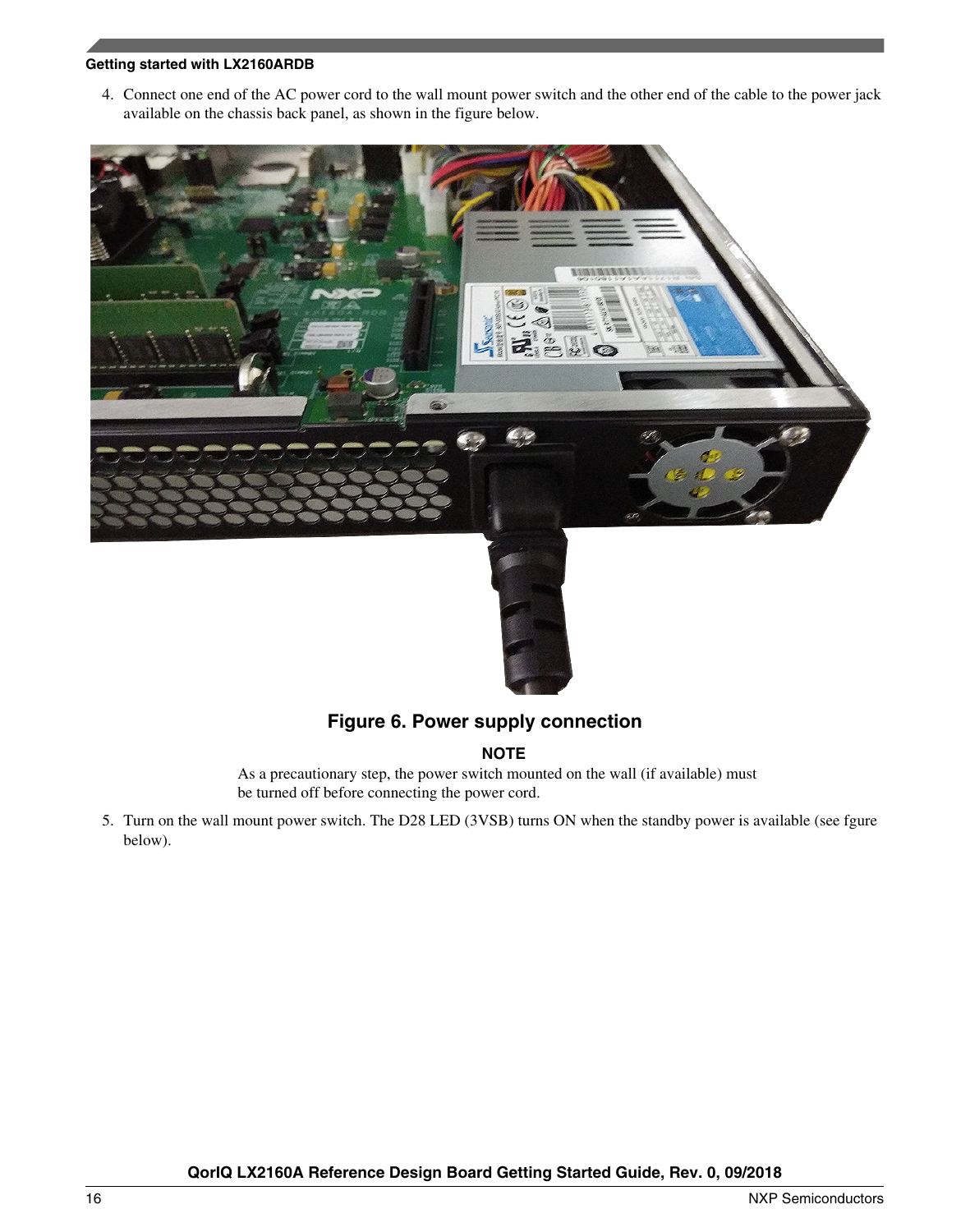4. Connect one end of the AC power cord to the wall mount power switch and the other end of the cable to the power jack available on the chassis back panel, as shown in the figure below.

**Figure 6. Power supply connection**

> **NOTE**
>
> As a precautionary step, the power switch mounted on the wall (if available) must be turned off before connecting the power cord.

5. Turn on the wall mount power switch. The D28 LED (3VSB) turns ON when the standby power is available (see fgure below).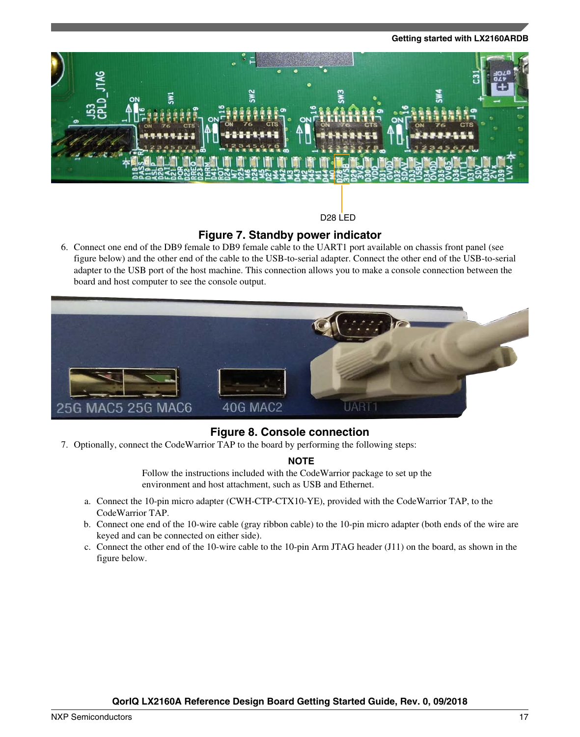**Figure 7. Standby power indicator**

6. Connect one end of the DB9 female to DB9 female cable to the UART1 port available on chassis front panel (see figure below) and the other end of the cable to the USB-to-serial adapter. Connect the other end of the USB-to-serial adapter to the USB port of the host machine. This connection allows you to make a console connection between the board and host computer to see the console output.

**Figure 8. Console connection**

7. Optionally, connect the CodeWarrior TAP to the board by performing the following steps:

   **NOTE**

   Follow the instructions included with the CodeWarrior package to set up the environment and host attachment, such as USB and Ethernet.

   a. Connect the 10-pin micro adapter (CWH-CTP-CTX10-YE), provided with the CodeWarrior TAP, to the CodeWarrior TAP.
   b. Connect one end of the 10-wire cable (gray ribbon cable) to the 10-pin micro adapter (both ends of the wire are keyed and can be connected on either side).
   c. Connect the other end of the 10-wire cable to the 10-pin Arm JTAG header (J11) on the board, as shown in the figure below.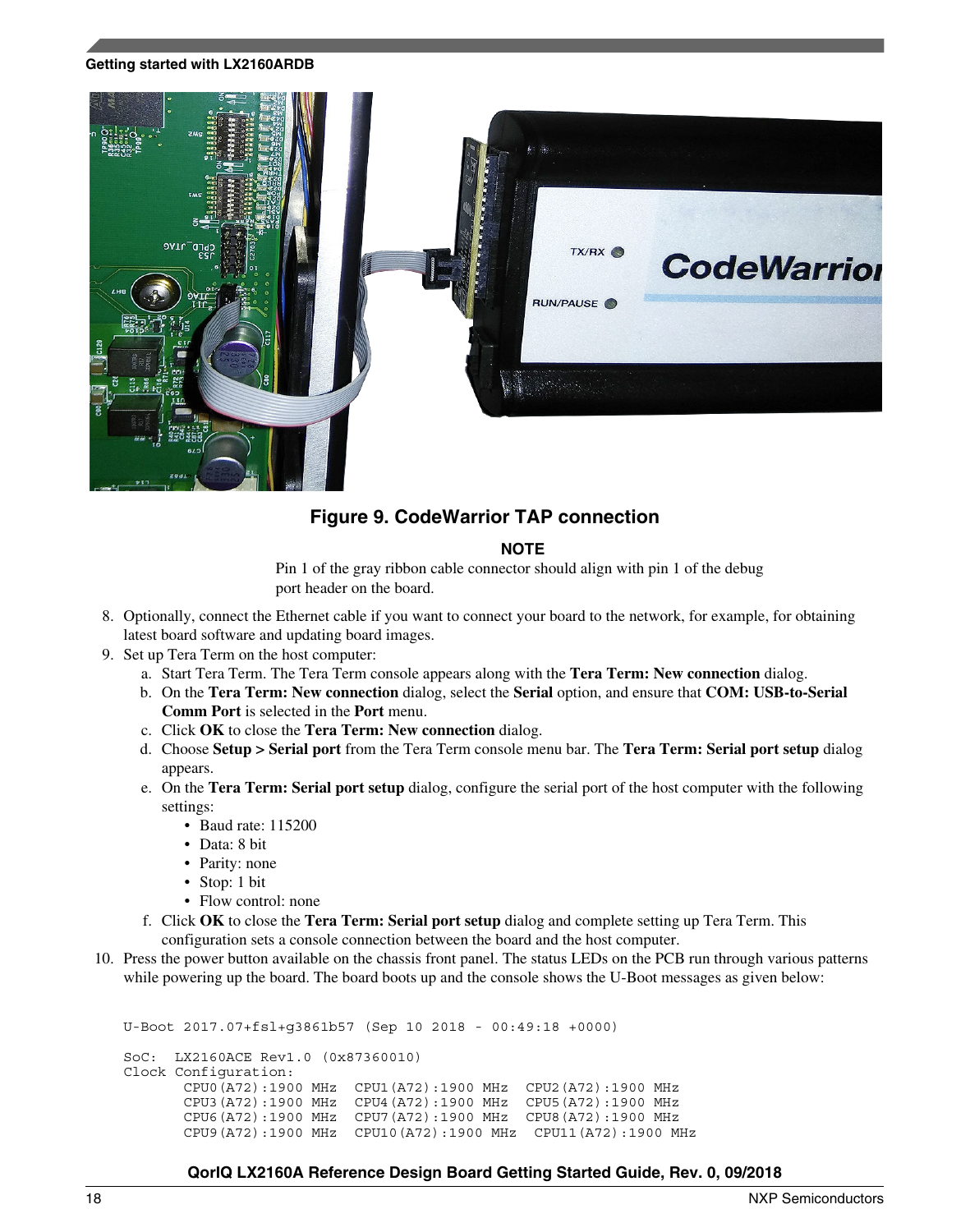**Figure 9. CodeWarrior TAP connection**

**NOTE**

Pin 1 of the gray ribbon cable connector should align with pin 1 of the debug port header on the board.

8. Optionally, connect the Ethernet cable if you want to connect your board to the network, for example, for obtaining latest board software and updating board images.
9. Set up Tera Term on the host computer:
   a. Start Tera Term. The Tera Term console appears along with the **Tera Term: New connection** dialog.
   b. On the **Tera Term: New connection** dialog, select the **Serial** option, and ensure that **COM: USB-to-Serial Comm Port** is selected in the **Port** menu.
   c. Click **OK** to close the **Tera Term: New connection** dialog.
   d. Choose **Setup > Serial port** from the Tera Term console menu bar. The **Tera Term: Serial port setup** dialog appears.
   e. On the **Tera Term: Serial port setup** dialog, configure the serial port of the host computer with the following settings:
      - Baud rate: 115200
      - Data: 8 bit
      - Parity: none
      - Stop: 1 bit
      - Flow control: none
   f. Click **OK** to close the **Tera Term: Serial port setup** dialog and complete setting up Tera Term. This configuration sets a console connection between the board and the host computer.
10. Press the power button available on the chassis front panel. The status LEDs on the PCB run through various patterns while powering up the board. The board boots up and the console shows the U-Boot messages as given below:

```
U-Boot 2017.07+fsl+g3861b57 (Sep 10 2018 - 00:49:18 +0000)

SoC:  LX2160ACE Rev1.0 (0x87360010)
Clock Configuration:
       CPU0(A72):1900 MHz  CPU1(A72):1900 MHz  CPU2(A72):1900 MHz
       CPU3(A72):1900 MHz  CPU4(A72):1900 MHz  CPU5(A72):1900 MHz
       CPU6(A72):1900 MHz  CPU7(A72):1900 MHz  CPU8(A72):1900 MHz
       CPU9(A72):1900 MHz  CPU10(A72):1900 MHz  CPU11(A72):1900 MHz
```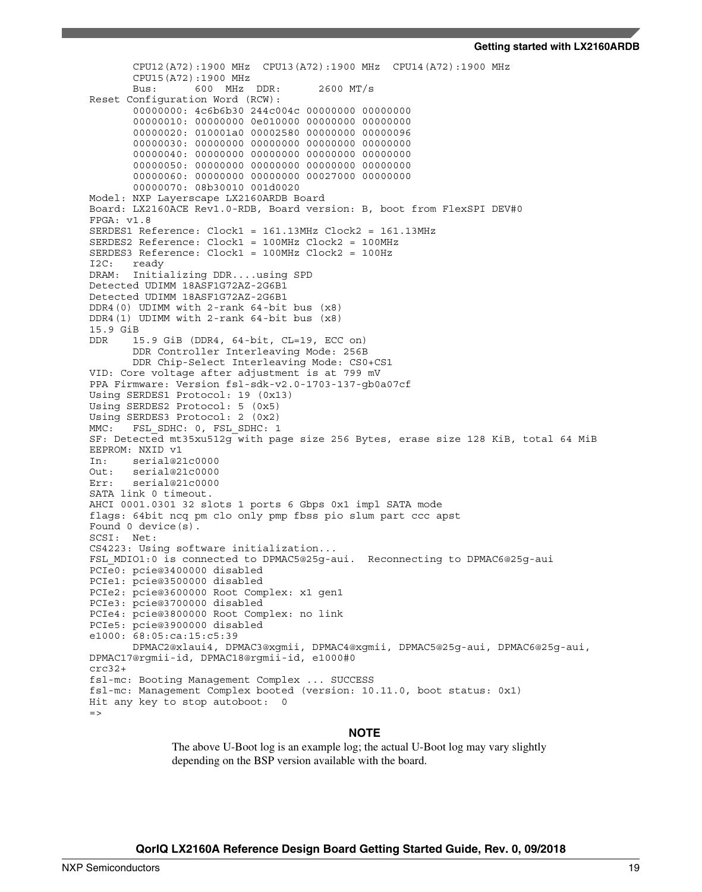```
       CPU12(A72):1900 MHz  CPU13(A72):1900 MHz  CPU14(A72):1900 MHz
       CPU15(A72):1900 MHz
       Bus:      600  MHz  DDR:      2600 MT/s
Reset Configuration Word (RCW):
       00000000: 4c6b6b30 244c004c 00000000 00000000
       00000010: 00000000 0e010000 00000000 00000000
       00000020: 010001a0 00002580 00000000 00000096
       00000030: 00000000 00000000 00000000 00000000
       00000040: 00000000 00000000 00000000 00000000
       00000050: 00000000 00000000 00000000 00000000
       00000060: 00000000 00000000 00027000 00000000
       00000070: 08b30010 001d0020
Model: NXP Layerscape LX2160ARDB Board
Board: LX2160ACE Rev1.0-RDB, Board version: B, boot from FlexSPI DEV#0
FPGA: v1.8
SERDES1 Reference: Clock1 = 161.13MHz Clock2 = 161.13MHz
SERDES2 Reference: Clock1 = 100MHz Clock2 = 100MHz
SERDES3 Reference: Clock1 = 100MHz Clock2 = 100Hz
I2C:   ready
DRAM:  Initializing DDR....using SPD
Detected UDIMM 18ASF1G72AZ-2G6B1
Detected UDIMM 18ASF1G72AZ-2G6B1
DDR4(0) UDIMM with 2-rank 64-bit bus (x8)
DDR4(1) UDIMM with 2-rank 64-bit bus (x8)
15.9 GiB
DDR    15.9 GiB (DDR4, 64-bit, CL=19, ECC on)
       DDR Controller Interleaving Mode: 256B
       DDR Chip-Select Interleaving Mode: CS0+CS1
VID: Core voltage after adjustment is at 799 mV
PPA Firmware: Version fsl-sdk-v2.0-1703-137-gb0a07cf
Using SERDES1 Protocol: 19 (0x13)
Using SERDES2 Protocol: 5 (0x5)
Using SERDES3 Protocol: 2 (0x2)
MMC:   FSL_SDHC: 0, FSL_SDHC: 1
SF: Detected mt35xu512g with page size 256 Bytes, erase size 128 KiB, total 64 MiB
EEPROM: NXID v1
In:    serial@21c0000
Out:   serial@21c0000
Err:   serial@21c0000
SATA link 0 timeout.
AHCI 0001.0301 32 slots 1 ports 6 Gbps 0x1 impl SATA mode
flags: 64bit ncq pm clo only pmp fbss pio slum part ccc apst
Found 0 device(s).
SCSI:  Net:
CS4223: Using software initialization...
FSL_MDIO1:0 is connected to DPMAC5@25g-aui.  Reconnecting to DPMAC6@25g-aui
PCIe0: pcie@3400000 disabled
PCIe1: pcie@3500000 disabled
PCIe2: pcie@3600000 Root Complex: x1 gen1
PCIe3: pcie@3700000 disabled
PCIe4: pcie@3800000 Root Complex: no link
PCIe5: pcie@3900000 disabled
e1000: 68:05:ca:15:c5:39
       DPMAC2@xlaui4, DPMAC3@xgmii, DPMAC4@xgmii, DPMAC5@25g-aui, DPMAC6@25g-aui,
DPMAC17@rgmii-id, DPMAC18@rgmii-id, e1000#0
crc32+
fsl-mc: Booting Management Complex ... SUCCESS
fsl-mc: Management Complex booted (version: 10.11.0, boot status: 0x1)
Hit any key to stop autoboot:  0
=>
```

**NOTE**

The above U-Boot log is an example log; the actual U-Boot log may vary slightly depending on the BSP version available with the board.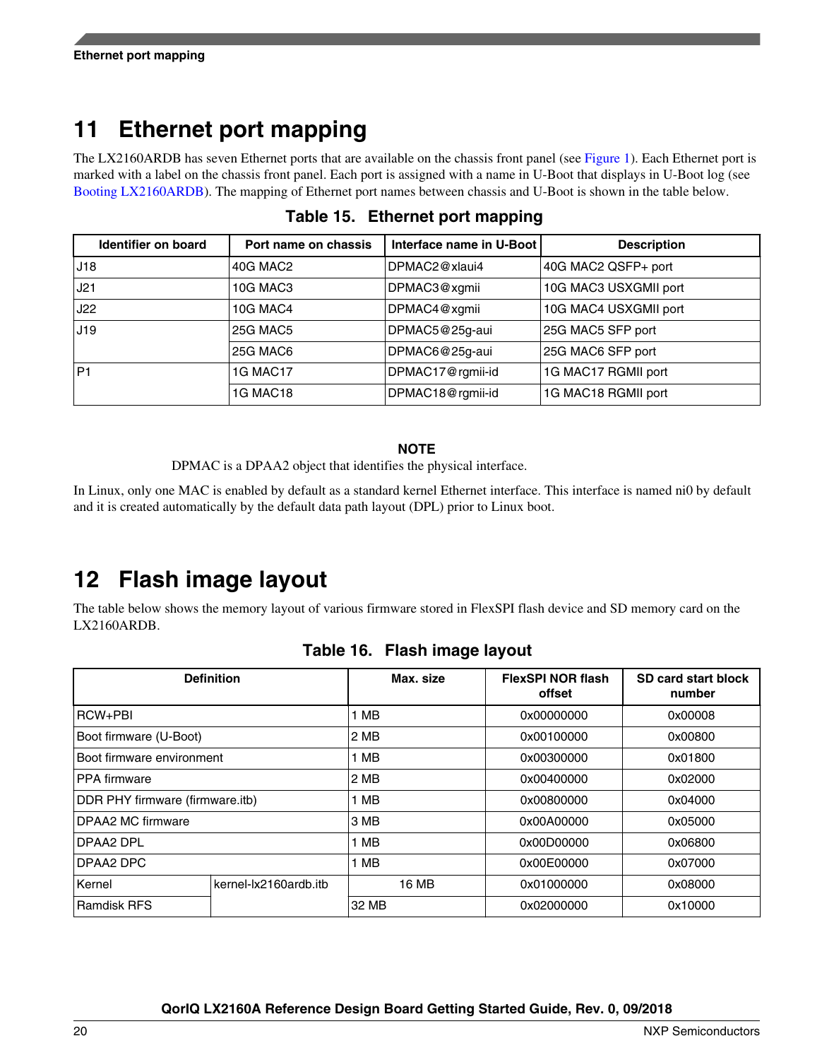# 11 Ethernet port mapping

The LX2160ARDB has seven Ethernet ports that are available on the chassis front panel (see Figure 1). Each Ethernet port is marked with a label on the chassis front panel. Each port is assigned with a name in U-Boot that displays in U-Boot log (see Booting LX2160ARDB). The mapping of Ethernet port names between chassis and U-Boot is shown in the table below.

**Table 15. Ethernet port mapping**

| Identifier on board | Port name on chassis | Interface name in U-Boot | Description |
|---|---|---|---|
| J18 | 40G MAC2 | DPMAC2@xlaui4 | 40G MAC2 QSFP+ port |
| J21 | 10G MAC3 | DPMAC3@xgmii | 10G MAC3 USXGMII port |
| J22 | 10G MAC4 | DPMAC4@xgmii | 10G MAC4 USXGMII port |
| J19 | 25G MAC5 | DPMAC5@25g-aui | 25G MAC5 SFP port |
| | 25G MAC6 | DPMAC6@25g-aui | 25G MAC6 SFP port |
| P1 | 1G MAC17 | DPMAC17@rgmii-id | 1G MAC17 RGMII port |
| | 1G MAC18 | DPMAC18@rgmii-id | 1G MAC18 RGMII port |

**NOTE**

DPMAC is a DPAA2 object that identifies the physical interface.

In Linux, only one MAC is enabled by default as a standard kernel Ethernet interface. This interface is named ni0 by default and it is created automatically by the default data path layout (DPL) prior to Linux boot.

# 12 Flash image layout

The table below shows the memory layout of various firmware stored in FlexSPI flash device and SD memory card on the LX2160ARDB.

**Table 16. Flash image layout**

| Definition | | Max. size | FlexSPI NOR flash offset | SD card start block number |
|---|---|---|---|---|
| RCW+PBI | | 1 MB | 0x00000000 | 0x00008 |
| Boot firmware (U-Boot) | | 2 MB | 0x00100000 | 0x00800 |
| Boot firmware environment | | 1 MB | 0x00300000 | 0x01800 |
| PPA firmware | | 2 MB | 0x00400000 | 0x02000 |
| DDR PHY firmware (firmware.itb) | | 1 MB | 0x00800000 | 0x04000 |
| DPAA2 MC firmware | | 3 MB | 0x00A00000 | 0x05000 |
| DPAA2 DPL | | 1 MB | 0x00D00000 | 0x06800 |
| DPAA2 DPC | | 1 MB | 0x00E00000 | 0x07000 |
| Kernel | kernel-lx2160ardb.itb | 16 MB | 0x01000000 | 0x08000 |
| Ramdisk RFS | | 32 MB | 0x02000000 | 0x10000 |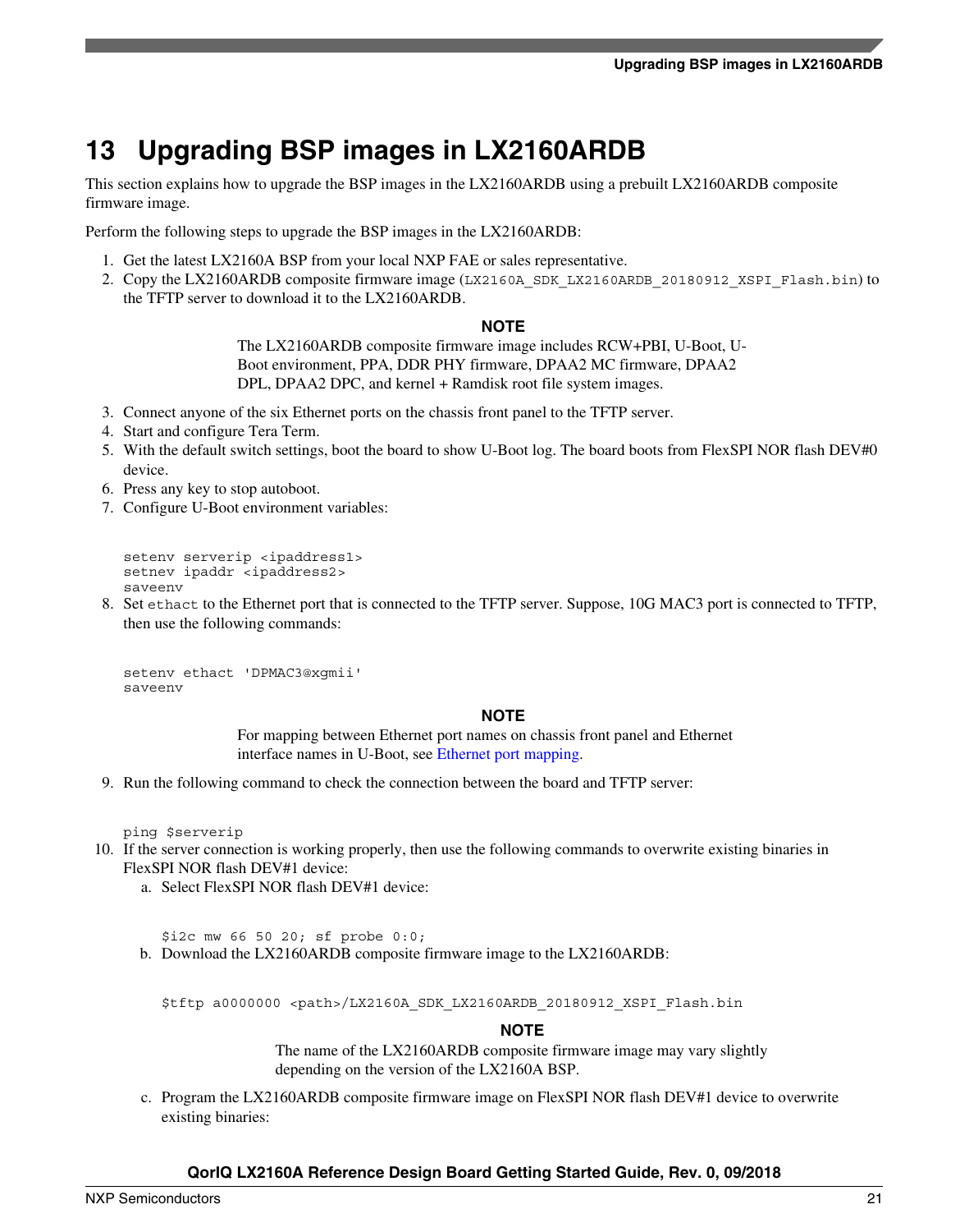# 13 Upgrading BSP images in LX2160ARDB

This section explains how to upgrade the BSP images in the LX2160ARDB using a prebuilt LX2160ARDB composite firmware image.

Perform the following steps to upgrade the BSP images in the LX2160ARDB:

1. Get the latest LX2160A BSP from your local NXP FAE or sales representative.
2. Copy the LX2160ARDB composite firmware image (`LX2160A_SDK_LX2160ARDB_20180912_XSPI_Flash.bin`) to the TFTP server to download it to the LX2160ARDB.

   **NOTE**

   The LX2160ARDB composite firmware image includes RCW+PBI, U-Boot, U-Boot environment, PPA, DDR PHY firmware, DPAA2 MC firmware, DPAA2 DPL, DPAA2 DPC, and kernel + Ramdisk root file system images.

3. Connect anyone of the six Ethernet ports on the chassis front panel to the TFTP server.
4. Start and configure Tera Term.
5. With the default switch settings, boot the board to show U-Boot log. The board boots from FlexSPI NOR flash DEV#0 device.
6. Press any key to stop autoboot.
7. Configure U-Boot environment variables:

   ```
   setenv serverip <ipaddress1>
   setnev ipaddr <ipaddress2>
   saveenv
   ```

8. Set `ethact` to the Ethernet port that is connected to the TFTP server. Suppose, 10G MAC3 port is connected to TFTP, then use the following commands:

   ```
   setenv ethact 'DPMAC3@xgmii'
   saveenv
   ```

   **NOTE**

   For mapping between Ethernet port names on chassis front panel and Ethernet interface names in U-Boot, see Ethernet port mapping.

9. Run the following command to check the connection between the board and TFTP server:

   ```
   ping $serverip
   ```

10. If the server connection is working properly, then use the following commands to overwrite existing binaries in FlexSPI NOR flash DEV#1 device:
    a. Select FlexSPI NOR flash DEV#1 device:

       ```
       $i2c mw 66 50 20; sf probe 0:0;
       ```

    b. Download the LX2160ARDB composite firmware image to the LX2160ARDB:

       ```
       $tftp a0000000 <path>/LX2160A_SDK_LX2160ARDB_20180912_XSPI_Flash.bin
       ```

       **NOTE**

       The name of the LX2160ARDB composite firmware image may vary slightly depending on the version of the LX2160A BSP.

    c. Program the LX2160ARDB composite firmware image on FlexSPI NOR flash DEV#1 device to overwrite existing binaries: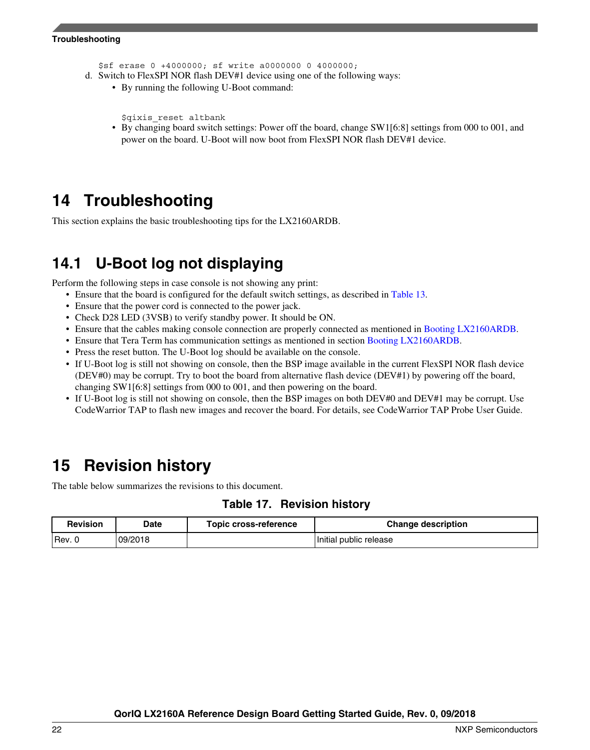```
$sf erase 0 +4000000; sf write a0000000 0 4000000;
```

d. Switch to FlexSPI NOR flash DEV#1 device using one of the following ways:
   - By running the following U-Boot command:

     ```
     $qixis_reset altbank
     ```

   - By changing board switch settings: Power off the board, change SW1[6:8] settings from 000 to 001, and power on the board. U-Boot will now boot from FlexSPI NOR flash DEV#1 device.

# 14 Troubleshooting

This section explains the basic troubleshooting tips for the LX2160ARDB.

## 14.1 U-Boot log not displaying

Perform the following steps in case console is not showing any print:

- Ensure that the board is configured for the default switch settings, as described in Table 13.
- Ensure that the power cord is connected to the power jack.
- Check D28 LED (3VSB) to verify standby power. It should be ON.
- Ensure that the cables making console connection are properly connected as mentioned in Booting LX2160ARDB.
- Ensure that Tera Term has communication settings as mentioned in section Booting LX2160ARDB.
- Press the reset button. The U-Boot log should be available on the console.
- If U-Boot log is still not showing on console, then the BSP image available in the current FlexSPI NOR flash device (DEV#0) may be corrupt. Try to boot the board from alternative flash device (DEV#1) by powering off the board, changing SW1[6:8] settings from 000 to 001, and then powering on the board.
- If U-Boot log is still not showing on console, then the BSP images on both DEV#0 and DEV#1 may be corrupt. Use CodeWarrior TAP to flash new images and recover the board. For details, see CodeWarrior TAP Probe User Guide.

# 15 Revision history

The table below summarizes the revisions to this document.

**Table 17. Revision history**

| Revision | Date | Topic cross-reference | Change description |
|---|---|---|---|
| Rev. 0 | 09/2018 | | Initial public release |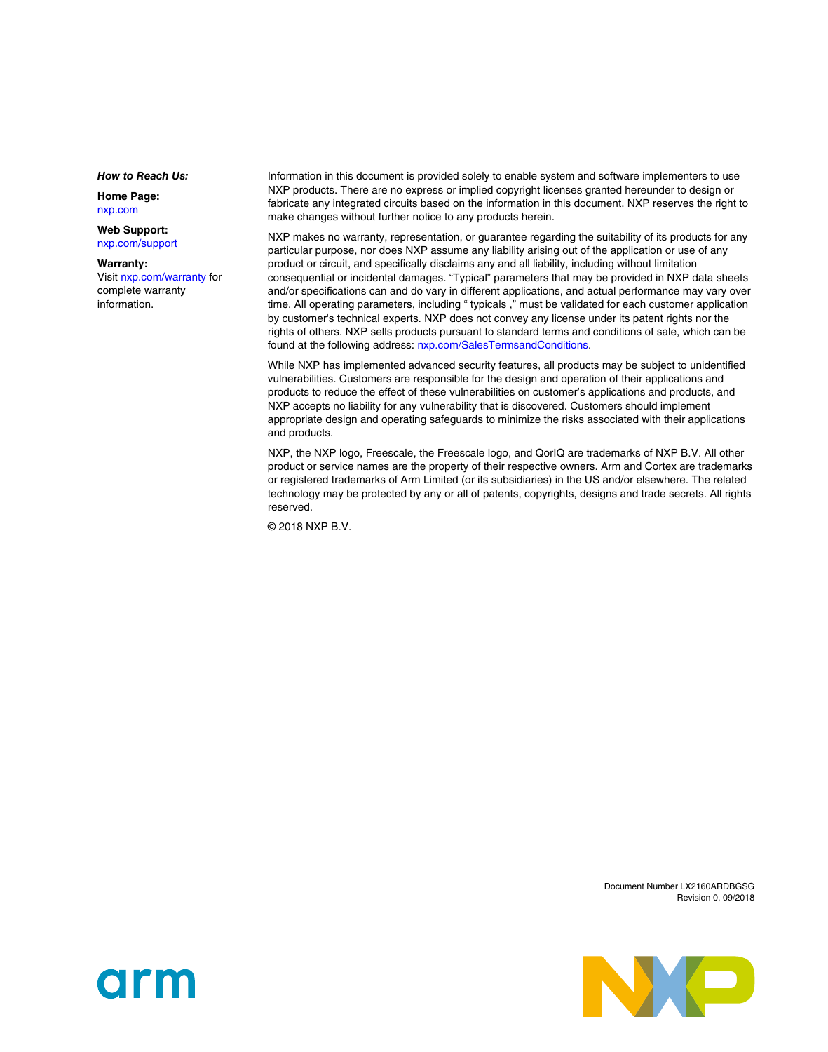***How to Reach Us:***

**Home Page:**
nxp.com

**Web Support:**
nxp.com/support

**Warranty:**
Visit nxp.com/warranty for complete warranty information.

Information in this document is provided solely to enable system and software implementers to use NXP products. There are no express or implied copyright licenses granted hereunder to design or fabricate any integrated circuits based on the information in this document. NXP reserves the right to make changes without further notice to any products herein.

NXP makes no warranty, representation, or guarantee regarding the suitability of its products for any particular purpose, nor does NXP assume any liability arising out of the application or use of any product or circuit, and specifically disclaims any and all liability, including without limitation consequential or incidental damages. “Typical” parameters that may be provided in NXP data sheets and/or specifications can and do vary in different applications, and actual performance may vary over time. All operating parameters, including “ typicals ,” must be validated for each customer application by customer's technical experts. NXP does not convey any license under its patent rights nor the rights of others. NXP sells products pursuant to standard terms and conditions of sale, which can be found at the following address: nxp.com/SalesTermsandConditions.

While NXP has implemented advanced security features, all products may be subject to unidentified vulnerabilities. Customers are responsible for the design and operation of their applications and products to reduce the effect of these vulnerabilities on customer’s applications and products, and NXP accepts no liability for any vulnerability that is discovered. Customers should implement appropriate design and operating safeguards to minimize the risks associated with their applications and products.

NXP, the NXP logo, Freescale, the Freescale logo, and QorIQ are trademarks of NXP B.V. All other product or service names are the property of their respective owners. Arm and Cortex are trademarks or registered trademarks of Arm Limited (or its subsidiaries) in the US and/or elsewhere. The related technology may be protected by any or all of patents, copyrights, designs and trade secrets. All rights reserved.

© 2018 NXP B.V.

Document Number LX2160ARDBGSG
Revision 0, 09/2018